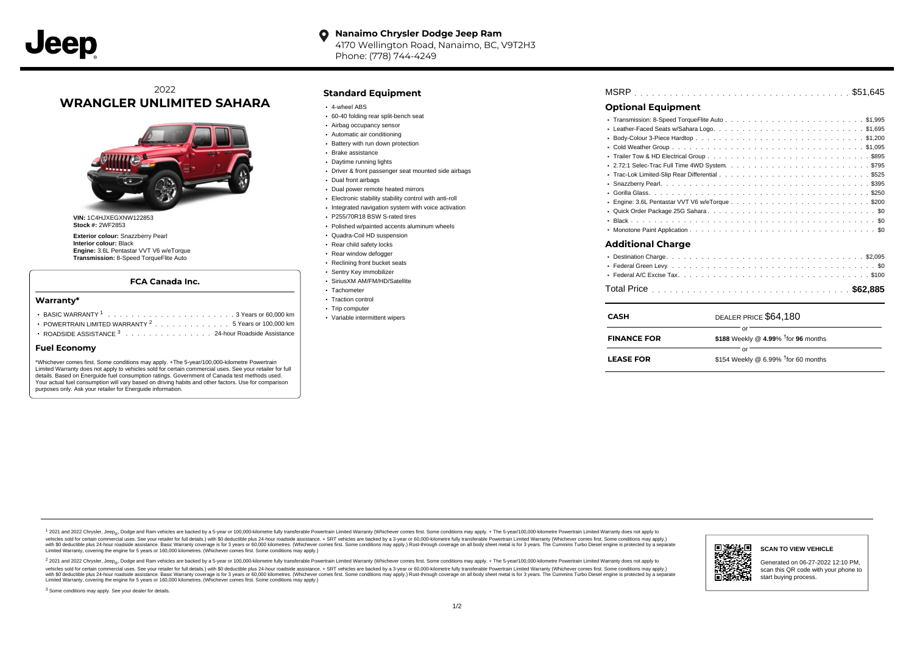**Nanaimo Chrysler Dodge Jeep Ram**
4170 Wellington Road, Nanaimo, BC, V9T2H3
Phone: (778) 744-4249

2022
# WRANGLER UNLIMITED SAHARA

**VIN:** 1C4HJXEGXNW122853
**Stock #:** 2WF2853

**Exterior colour:** Snazzberry Pearl
**Interior colour:** Black
**Engine:** 3.6L Pentastar VVT V6 w/eTorque
**Transmission:** 8-Speed TorqueFlite Auto

### FCA Canada Inc.

### Warranty*

- BASIC WARRANTY [1] . . . . . . . . . . . . . . . . . . . . . 3 Years or 60,000 km
- POWERTRAIN LIMITED WARRANTY [2] . . . . . . . . . . . . 5 Years or 100,000 km
- ROADSIDE ASSISTANCE [3] . . . . . . . . . . . . . . . 24-hour Roadside Assistance

### Fuel Economy

*Whichever comes first. Some conditions may apply. +The 5-year/100,000-kilometre Powertrain Limited Warranty does not apply to vehicles sold for certain commercial uses. See your retailer for full details. Based on Energuide fuel consumption ratings. Government of Canada test methods used. Your actual fuel consumption will vary based on driving habits and other factors. Use for comparison purposes only. Ask your retailer for Energuide information.

## Standard Equipment

- 4-wheel ABS
- 60-40 folding rear split-bench seat
- Airbag occupancy sensor
- Automatic air conditioning
- Battery with run down protection
- Brake assistance
- Daytime running lights
- Driver & front passenger seat mounted side airbags
- Dual front airbags
- Dual power remote heated mirrors
- Electronic stability stability control with anti-roll
- Integrated navigation system with voice activation
- P255/70R18 BSW S-rated tires
- Polished w/painted accents aluminum wheels
- Quadra-Coil HD suspension
- Rear child safety locks
- Rear window defogger
- Reclining front bucket seats
- Sentry Key immobilizer
- SiriusXM AM/FM/HD/Satellite
- Tachometer
- Traction control
- Trip computer
- Variable intermittent wipers

MSRP . . . . . . . . . . . . . . . . . . . . . . . . . . . . . . . . . . . . $51,645

## Optional Equipment

- Transmission: 8-Speed TorqueFlite Auto . . . . . . . . . . . . . . . . . . . . . . . . $1,995
- Leather-Faced Seats w/Sahara Logo. . . . . . . . . . . . . . . . . . . . . . . . . . $1,695
- Body-Colour 3-Piece Hardtop . . . . . . . . . . . . . . . . . . . . . . . . . . . . . $1,200
- Cold Weather Group . . . . . . . . . . . . . . . . . . . . . . . . . . . . . . . . . $1,095
- Trailer Tow & HD Electrical Group . . . . . . . . . . . . . . . . . . . . . . . . . . . $895
- 2.72:1 Selec-Trac Full Time 4WD System. . . . . . . . . . . . . . . . . . . . . . . . $795
- Trac-Lok Limited-Slip Rear Differential . . . . . . . . . . . . . . . . . . . . . . . . $525
- Snazzberry Pearl. . . . . . . . . . . . . . . . . . . . . . . . . . . . . . . . . . . $395
- Gorilla Glass. . . . . . . . . . . . . . . . . . . . . . . . . . . . . . . . . . . . $250
- Engine: 3.6L Pentastar VVT V6 w/eTorque . . . . . . . . . . . . . . . . . . . . . . . $200
- Quick Order Package 25G Sahara . . . . . . . . . . . . . . . . . . . . . . . . . . . . $0
- Black . . . . . . . . . . . . . . . . . . . . . . . . . . . . . . . . . . . . . . . . $0
- Monotone Paint Application . . . . . . . . . . . . . . . . . . . . . . . . . . . . . . $0

## Additional Charge

- Destination Charge. . . . . . . . . . . . . . . . . . . . . . . . . . . . . . . . . $2,095
- Federal Green Levy. . . . . . . . . . . . . . . . . . . . . . . . . . . . . . . . . . $0
- Federal A/C Excise Tax. . . . . . . . . . . . . . . . . . . . . . . . . . . . . . . . $100

Total Price . . . . . . . . . . . . . . . . . . . . . . . . . . . . . . . . . **$62,885**

| | |
|---|---|
| **CASH** | DEALER PRICE $64,180 |
| | or |
| **FINANCE FOR** | **$188** Weekly @ **4.99**% †for **96** months |
| | or |
| **LEASE FOR** | $154 Weekly @ 6.99% †for 60 months |

[1] 2021 and 2022 Chrysler, Jeep®, Dodge and Ram vehicles are backed by a 5-year or 100,000-kilometre fully transferable Powertrain Limited Warranty (Whichever comes first. Some conditions may apply. + The 5-year/100,000-kilometre Powertrain Limited Warranty does not apply to vehicles sold for certain commercial uses. See your retailer for full details.) with $0 deductible plus 24-hour roadside assistance. + SRT vehicles are backed by a 3-year or 60,000-kilometre fully transferable Powertrain Limited Warranty (Whichever comes first. Some conditions may apply.) with $0 deductible plus 24-hour roadside assistance. Basic Warranty coverage is for 3 years or 60,000 kilometres. (Whichever comes first. Some conditions may apply.) Rust-through coverage on all body sheet metal is for 3 years. The Cummins Turbo Diesel engine is protected by a separate Limited Warranty, covering the engine for 5 years or 160,000 kilometres. (Whichever comes first. Some conditions may apply.)

[2] 2021 and 2022 Chrysler, Jeep®, Dodge and Ram vehicles are backed by a 5-year or 100,000-kilometre fully transferable Powertrain Limited Warranty (Whichever comes first. Some conditions may apply. + The 5-year/100,000-kilometre Powertrain Limited Warranty does not apply to vehicles sold for certain commercial uses. See your retailer for full details.) with $0 deductible plus 24-hour roadside assistance. + SRT vehicles are backed by a 3-year or 60,000-kilometre fully transferable Powertrain Limited Warranty (Whichever comes first. Some conditions may apply.) with $0 deductible plus 24-hour roadside assistance. Basic Warranty coverage is for 3 years or 60,000 kilometres. (Whichever comes first. Some conditions may apply.) Rust-through coverage on all body sheet metal is for 3 years. The Cummins Turbo Diesel engine is protected by a separate Limited Warranty, covering the engine for 5 years or 160,000 kilometres. (Whichever comes first. Some conditions may apply.)

[3] Some conditions may apply. See your dealer for details.

**SCAN TO VIEW VEHICLE**

Generated on 06-27-2022 12:10 PM, scan this QR code with your phone to start buying process.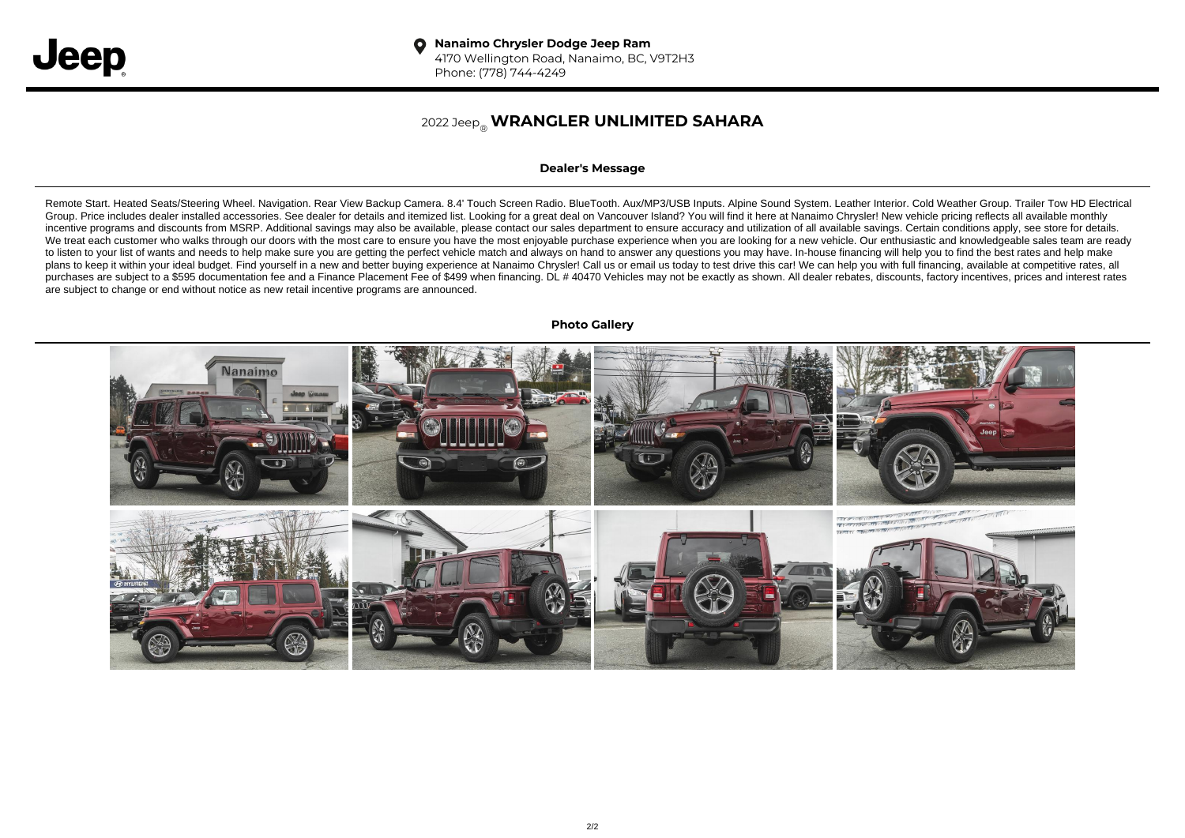Nanaimo Chrysler Dodge Jeep Ram
4170 Wellington Road, Nanaimo, BC, V9T2H3
Phone: (778) 744-4249

# 2022 Jeep® WRANGLER UNLIMITED SAHARA

## Dealer's Message

Remote Start. Heated Seats/Steering Wheel. Navigation. Rear View Backup Camera. 8.4' Touch Screen Radio. BlueTooth. Aux/MP3/USB Inputs. Alpine Sound System. Leather Interior. Cold Weather Group. Trailer Tow HD Electrical Group. Price includes dealer installed accessories. See dealer for details and itemized list. Looking for a great deal on Vancouver Island? You will find it here at Nanaimo Chrysler! New vehicle pricing reflects all available monthly incentive programs and discounts from MSRP. Additional savings may also be available, please contact our sales department to ensure accuracy and utilization of all available savings. Certain conditions apply, see store for details. We treat each customer who walks through our doors with the most care to ensure you have the most enjoyable purchase experience when you are looking for a new vehicle. Our enthusiastic and knowledgeable sales team are ready to listen to your list of wants and needs to help make sure you are getting the perfect vehicle match and always on hand to answer any questions you may have. In-house financing will help you to find the best rates and help make plans to keep it within your ideal budget. Find yourself in a new and better buying experience at Nanaimo Chrysler! Call us or email us today to test drive this car! We can help you with full financing, available at competitive rates, all purchases are subject to a $595 documentation fee and a Finance Placement Fee of $499 when financing. DL # 40470 Vehicles may not be exactly as shown. All dealer rebates, discounts, factory incentives, prices and interest rates are subject to change or end without notice as new retail incentive programs are announced.

## Photo Gallery